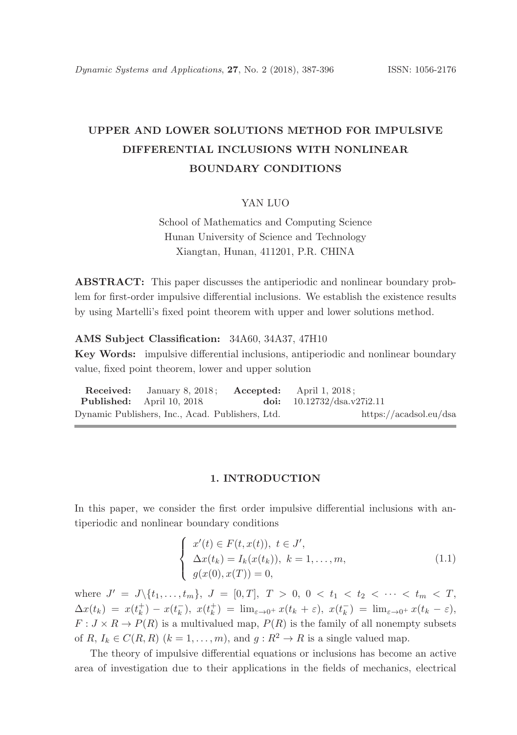# UPPER AND LOWER SOLUTIONS METHOD FOR IMPULSIVE DIFFERENTIAL INCLUSIONS WITH NONLINEAR BOUNDARY CONDITIONS

YAN LUO

School of Mathematics and Computing Science
Hunan University of Science and Technology
Xiangtan, Hunan, 411201, P.R. CHINA

**ABSTRACT:** This paper discusses the antiperiodic and nonlinear boundary problem for first-order impulsive differential inclusions. We establish the existence results by using Martelli's fixed point theorem with upper and lower solutions method.

**AMS Subject Classification:** 34A60, 34A37, 47H10

**Key Words:** impulsive differential inclusions, antiperiodic and nonlinear boundary value, fixed point theorem, lower and upper solution

**Received:** January 8, 2018; **Accepted:** April 1, 2018;
**Published:** April 10, 2018 **doi:** 10.12732/dsa.v27i2.11
Dynamic Publishers, Inc., Acad. Publishers, Ltd. https://acadsol.eu/dsa

## 1. INTRODUCTION

In this paper, we consider the first order impulsive differential inclusions with antiperiodic and nonlinear boundary conditions

$$\begin{cases} x'(t) \in F(t, x(t)),\ t \in J', \\ \Delta x(t_k) = I_k(x(t_k)),\ k = 1, \dots, m, \\ g(x(0), x(T)) = 0, \end{cases} \tag{1.1}$$

where $J' = J \backslash \{t_1, \dots, t_m\}$, $J = [0, T]$, $T > 0$, $0 < t_1 < t_2 < \cdots < t_m < T$, $\Delta x(t_k) = x(t_k^+) - x(t_k^-)$, $x(t_k^+) = \lim_{\varepsilon \to 0^+} x(t_k + \varepsilon)$, $x(t_k^-) = \lim_{\varepsilon \to 0^+} x(t_k - \varepsilon)$, $F : J \times R \to P(R)$ is a multivalued map, $P(R)$ is the family of all nonempty subsets of $R$, $I_k \in C(R, R)$ $(k = 1, \dots, m)$, and $g : R^2 \to R$ is a single valued map.

The theory of impulsive differential equations or inclusions has become an active area of investigation due to their applications in the fields of mechanics, electrical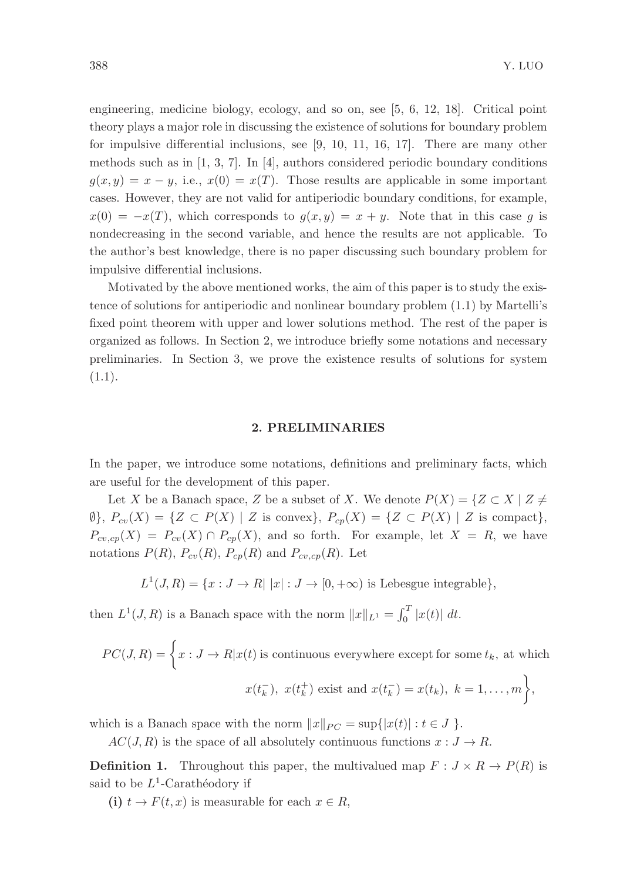engineering, medicine biology, ecology, and so on, see [5, 6, 12, 18]. Critical point theory plays a major role in discussing the existence of solutions for boundary problem for impulsive differential inclusions, see [9, 10, 11, 16, 17]. There are many other methods such as in [1, 3, 7]. In [4], authors considered periodic boundary conditions $g(x, y) = x - y$, i.e., $x(0) = x(T)$. Those results are applicable in some important cases. However, they are not valid for antiperiodic boundary conditions, for example, $x(0) = -x(T)$, which corresponds to $g(x, y) = x + y$. Note that in this case $g$ is nondecreasing in the second variable, and hence the results are not applicable. To the author's best knowledge, there is no paper discussing such boundary problem for impulsive differential inclusions.

Motivated by the above mentioned works, the aim of this paper is to study the existence of solutions for antiperiodic and nonlinear boundary problem (1.1) by Martelli's fixed point theorem with upper and lower solutions method. The rest of the paper is organized as follows. In Section 2, we introduce briefly some notations and necessary preliminaries. In Section 3, we prove the existence results of solutions for system (1.1).

## 2. PRELIMINARIES

In the paper, we introduce some notations, definitions and preliminary facts, which are useful for the development of this paper.

Let $X$ be a Banach space, $Z$ be a subset of $X$. We denote $P(X) = \{Z \subset X \mid Z \neq \emptyset\}$, $P_{cv}(X) = \{Z \subset P(X) \mid Z \text{ is convex}\}$, $P_{cp}(X) = \{Z \subset P(X) \mid Z \text{ is compact}\}$, $P_{cv,cp}(X) = P_{cv}(X) \cap P_{cp}(X)$, and so forth. For example, let $X = R$, we have notations $P(R)$, $P_{cv}(R)$, $P_{cp}(R)$ and $P_{cv,cp}(R)$. Let

$$L^1(J, R) = \{x : J \to R \mid |x| : J \to [0, +\infty) \text{ is Lebesgue integrable}\},$$

then $L^1(J, R)$ is a Banach space with the norm $\|x\|_{L^1} = \int_0^T |x(t)| \, dt$.

$$PC(J, R) = \Big\{ x : J \to R | x(t) \text{ is continuous everywhere except for some } t_k, \text{ at which } x(t_k^-),\ x(t_k^+) \text{ exist and } x(t_k^-) = x(t_k),\ k = 1, \dots, m \Big\},$$

which is a Banach space with the norm $\|x\|_{PC} = \sup\{|x(t)| : t \in J\}$.

$AC(J, R)$ is the space of all absolutely continuous functions $x : J \to R$.

**Definition 1.** Throughout this paper, the multivalued map $F : J \times R \to P(R)$ is said to be $L^1$-Carathéodory if

**(i)** $t \to F(t, x)$ is measurable for each $x \in R$,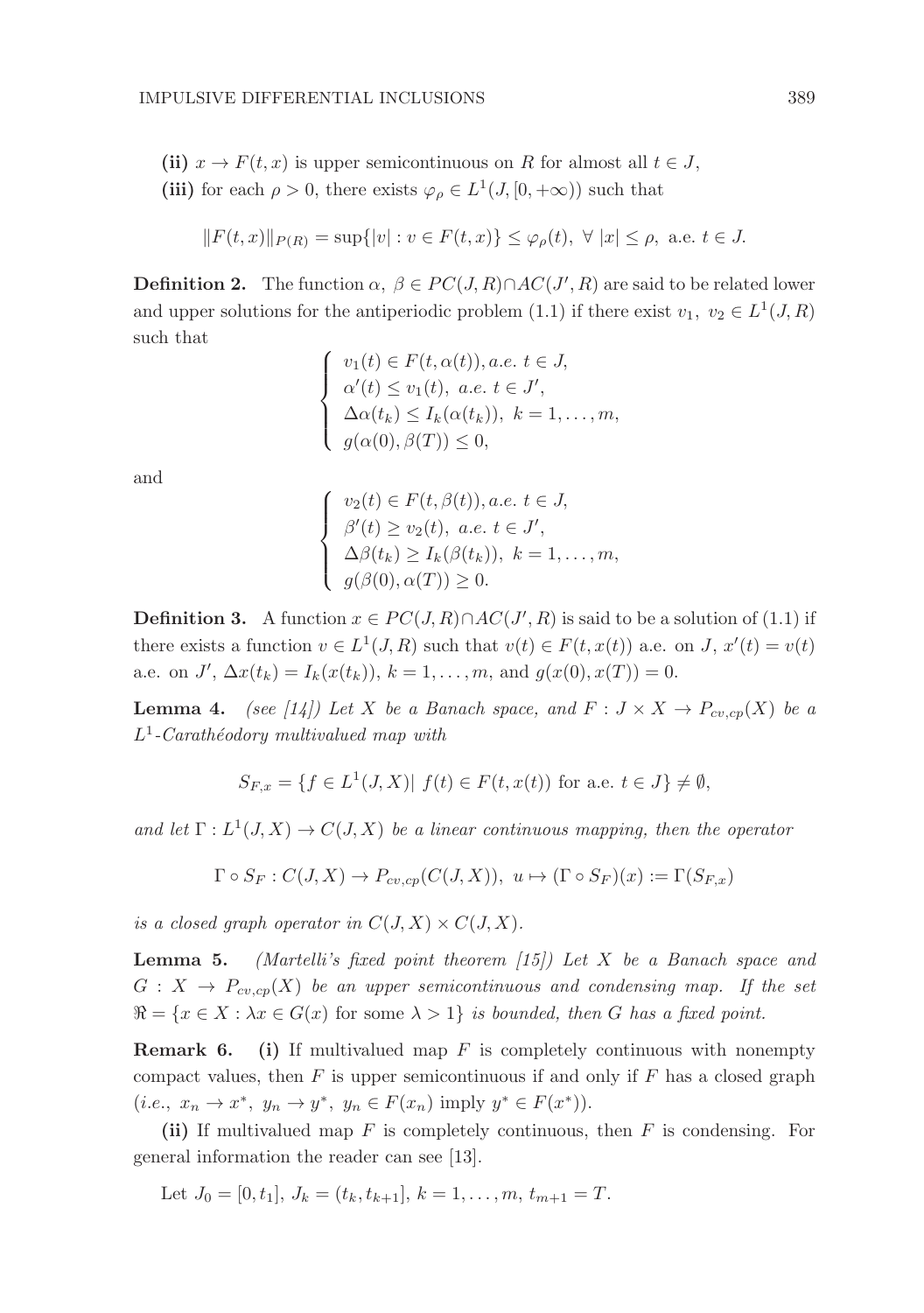**(ii)** $x \to F(t,x)$ is upper semicontinuous on $R$ for almost all $t \in J$,

**(iii)** for each $\rho > 0$, there exists $\varphi_\rho \in L^1(J, [0, +\infty))$ such that

$$\|F(t,x)\|_{P(R)} = \sup\{|v| : v \in F(t,x)\} \leq \varphi_\rho(t), \ \forall \ |x| \leq \rho, \text{ a.e. } t \in J.$$

**Definition 2.** The function $\alpha, \ \beta \in PC(J,R) \cap AC(J', R)$ are said to be related lower and upper solutions for the antiperiodic problem (1.1) if there exist $v_1, \ v_2 \in L^1(J,R)$ such that

$$\begin{cases} v_1(t) \in F(t, \alpha(t)), a.e. \ t \in J, \\ \alpha'(t) \leq v_1(t), \ a.e. \ t \in J', \\ \Delta\alpha(t_k) \leq I_k(\alpha(t_k)), \ k = 1, \ldots, m, \\ g(\alpha(0), \beta(T)) \leq 0, \end{cases}$$

and

$$\begin{cases} v_2(t) \in F(t, \beta(t)), a.e. \ t \in J, \\ \beta'(t) \geq v_2(t), \ a.e. \ t \in J', \\ \Delta\beta(t_k) \geq I_k(\beta(t_k)), \ k = 1, \ldots, m, \\ g(\beta(0), \alpha(T)) \geq 0. \end{cases}$$

**Definition 3.** A function $x \in PC(J,R) \cap AC(J',R)$ is said to be a solution of (1.1) if there exists a function $v \in L^1(J,R)$ such that $v(t) \in F(t, x(t))$ a.e. on $J$, $x'(t) = v(t)$ a.e. on $J'$, $\Delta x(t_k) = I_k(x(t_k))$, $k = 1, \ldots, m$, and $g(x(0), x(T)) = 0$.

**Lemma 4.** *(see [14]) Let $X$ be a Banach space, and $F : J \times X \to P_{cv,cp}(X)$ be a $L^1$-Carathéodory multivalued map with*

$$S_{F,x} = \{f \in L^1(J,X) | \ f(t) \in F(t, x(t)) \text{ for a.e. } t \in J\} \neq \emptyset,$$

*and let $\Gamma : L^1(J,X) \to C(J,X)$ be a linear continuous mapping, then the operator*

$$\Gamma \circ S_F : C(J,X) \to P_{cv,cp}(C(J,X)), \ u \mapsto (\Gamma \circ S_F)(x) := \Gamma(S_{F,x})$$

*is a closed graph operator in $C(J,X) \times C(J,X)$.*

**Lemma 5.** *(Martelli's fixed point theorem [15]) Let $X$ be a Banach space and $G : X \to P_{cv,cp}(X)$ be an upper semicontinuous and condensing map. If the set $\Re = \{x \in X : \lambda x \in G(x)$ for some $\lambda > 1\}$ is bounded, then $G$ has a fixed point.*

**Remark 6.** **(i)** If multivalued map $F$ is completely continuous with nonempty compact values, then $F$ is upper semicontinuous if and only if $F$ has a closed graph (*i.e.*, $x_n \to x^*, \ y_n \to y^*, \ y_n \in F(x_n)$ imply $y^* \in F(x^*)$).

**(ii)** If multivalued map $F$ is completely continuous, then $F$ is condensing. For general information the reader can see [13].

Let $J_0 = [0, t_1]$, $J_k = (t_k, t_{k+1}]$, $k = 1, \ldots, m$, $t_{m+1} = T$.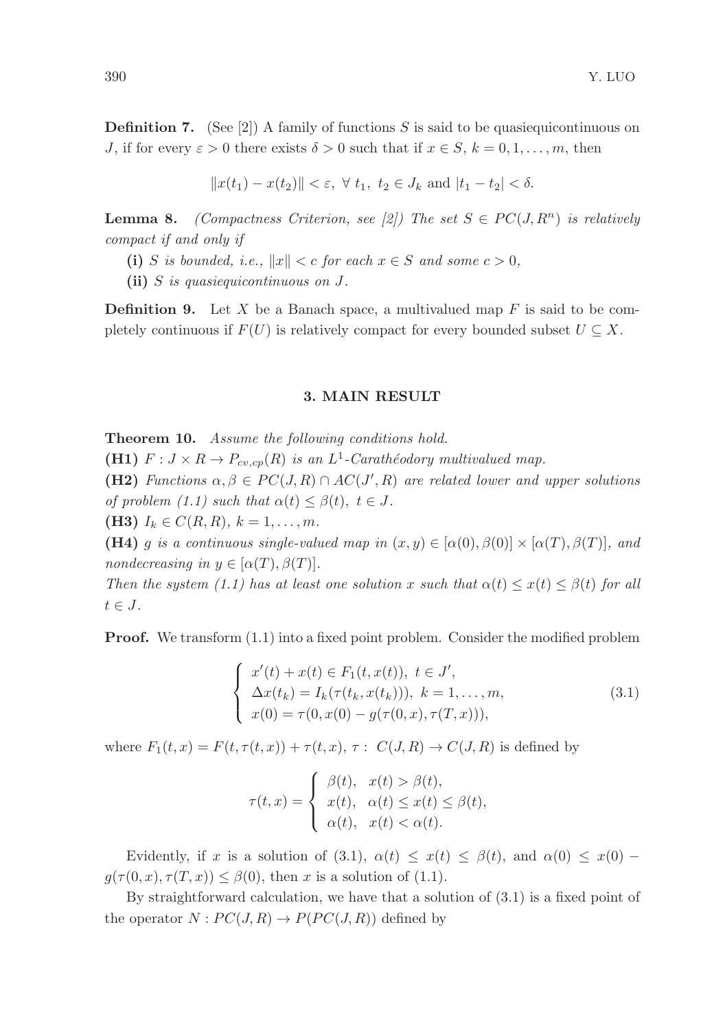**Definition 7.** (See [2]) A family of functions $S$ is said to be quasiequicontinuous on $J$, if for every $\varepsilon > 0$ there exists $\delta > 0$ such that if $x \in S$, $k = 0, 1, \ldots, m$, then

$$\|x(t_1) - x(t_2)\| < \varepsilon, \ \forall\ t_1,\ t_2 \in J_k \text{ and } |t_1 - t_2| < \delta.$$

**Lemma 8.** *(Compactness Criterion, see [2]) The set $S \in PC(J, R^n)$ is relatively compact if and only if*

**(i)** *$S$ is bounded, i.e., $\|x\| < c$ for each $x \in S$ and some $c > 0$,*

**(ii)** *$S$ is quasiequicontinuous on $J$.*

**Definition 9.** Let $X$ be a Banach space, a multivalued map $F$ is said to be completely continuous if $F(U)$ is relatively compact for every bounded subset $U \subseteq X$.

## 3. MAIN RESULT

**Theorem 10.** *Assume the following conditions hold.*

**(H1)** *$F : J \times R \to P_{cv,cp}(R)$ is an $L^1$-Carathéodory multivalued map.*

**(H2)** *Functions $\alpha, \beta \in PC(J, R) \cap AC(J', R)$ are related lower and upper solutions of problem (1.1) such that $\alpha(t) \leq \beta(t)$, $t \in J$.*

**(H3)** *$I_k \in C(R, R)$, $k = 1, \ldots, m$.*

**(H4)** *$g$ is a continuous single-valued map in $(x, y) \in [\alpha(0), \beta(0)] \times [\alpha(T), \beta(T)]$, and nondecreasing in $y \in [\alpha(T), \beta(T)]$.*

*Then the system (1.1) has at least one solution $x$ such that $\alpha(t) \leq x(t) \leq \beta(t)$ for all $t \in J$.*

**Proof.** We transform (1.1) into a fixed point problem. Consider the modified problem

$$\begin{cases} x'(t) + x(t) \in F_1(t, x(t)),\ t \in J', \\ \Delta x(t_k) = I_k(\tau(t_k, x(t_k))),\ k = 1, \ldots, m, \\ x(0) = \tau(0, x(0) - g(\tau(0, x), \tau(T, x))), \end{cases} \tag{3.1}$$

where $F_1(t, x) = F(t, \tau(t, x)) + \tau(t, x)$, $\tau :\ C(J, R) \to C(J, R)$ is defined by

$$\tau(t, x) = \begin{cases} \beta(t), & x(t) > \beta(t), \\ x(t), & \alpha(t) \leq x(t) \leq \beta(t), \\ \alpha(t), & x(t) < \alpha(t). \end{cases}$$

Evidently, if $x$ is a solution of (3.1), $\alpha(t) \leq x(t) \leq \beta(t)$, and $\alpha(0) \leq x(0) - g(\tau(0, x), \tau(T, x)) \leq \beta(0)$, then $x$ is a solution of (1.1).

By straightforward calculation, we have that a solution of (3.1) is a fixed point of the operator $N : PC(J, R) \to P(PC(J, R))$ defined by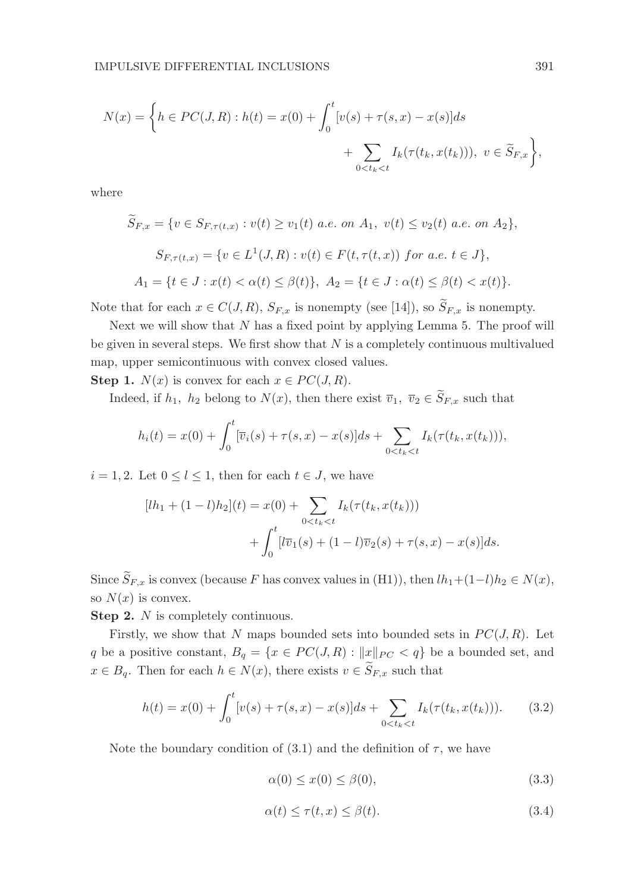$$N(x) = \left\{ h \in PC(J, R) : h(t) = x(0) + \int_0^t [v(s) + \tau(s, x) - x(s)] ds \right.$$

$$\left. + \sum_{0 < t_k < t} I_k(\tau(t_k, x(t_k))),\ v \in \widetilde{S}_{F,x} \right\},$$

where

$$\widetilde{S}_{F,x} = \{ v \in S_{F,\tau(t,x)} : v(t) \geq v_1(t) \ a.e. \ on \ A_1,\ v(t) \leq v_2(t) \ a.e. \ on \ A_2 \},$$

$$S_{F,\tau(t,x)} = \{ v \in L^1(J, R) : v(t) \in F(t, \tau(t, x)) \ for \ a.e. \ t \in J \},$$

$$A_1 = \{ t \in J : x(t) < \alpha(t) \leq \beta(t) \},\ A_2 = \{ t \in J : \alpha(t) \leq \beta(t) < x(t) \}.$$

Note that for each $x \in C(J, R)$, $S_{F,x}$ is nonempty (see [14]), so $\widetilde{S}_{F,x}$ is nonempty.

Next we will show that $N$ has a fixed point by applying Lemma 5. The proof will be given in several steps. We first show that $N$ is a completely continuous multivalued map, upper semicontinuous with convex closed values.

**Step 1.** $N(x)$ is convex for each $x \in PC(J, R)$.

Indeed, if $h_1,\ h_2$ belong to $N(x)$, then there exist $\overline{v}_1,\ \overline{v}_2 \in \widetilde{S}_{F,x}$ such that

$$h_i(t) = x(0) + \int_0^t [\overline{v}_i(s) + \tau(s, x) - x(s)] ds + \sum_{0 < t_k < t} I_k(\tau(t_k, x(t_k))),$$

$i = 1, 2$. Let $0 \leq l \leq 1$, then for each $t \in J$, we have

$$[lh_1 + (1 - l)h_2](t) = x(0) + \sum_{0 < t_k < t} I_k(\tau(t_k, x(t_k)))$$

$$+ \int_0^t [l\overline{v}_1(s) + (1 - l)\overline{v}_2(s) + \tau(s, x) - x(s)] ds.$$

Since $\widetilde{S}_{F,x}$ is convex (because $F$ has convex values in (H1)), then $lh_1 + (1-l)h_2 \in N(x)$, so $N(x)$ is convex.

**Step 2.** $N$ is completely continuous.

Firstly, we show that $N$ maps bounded sets into bounded sets in $PC(J, R)$. Let $q$ be a positive constant, $B_q = \{ x \in PC(J, R) : \|x\|_{PC} < q \}$ be a bounded set, and $x \in B_q$. Then for each $h \in N(x)$, there exists $v \in \widetilde{S}_{F,x}$ such that

$$h(t) = x(0) + \int_0^t [v(s) + \tau(s, x) - x(s)] ds + \sum_{0 < t_k < t} I_k(\tau(t_k, x(t_k))). \tag{3.2}$$

Note the boundary condition of (3.1) and the definition of $\tau$, we have

$$\alpha(0) \leq x(0) \leq \beta(0), \tag{3.3}$$

$$\alpha(t) \leq \tau(t, x) \leq \beta(t). \tag{3.4}$$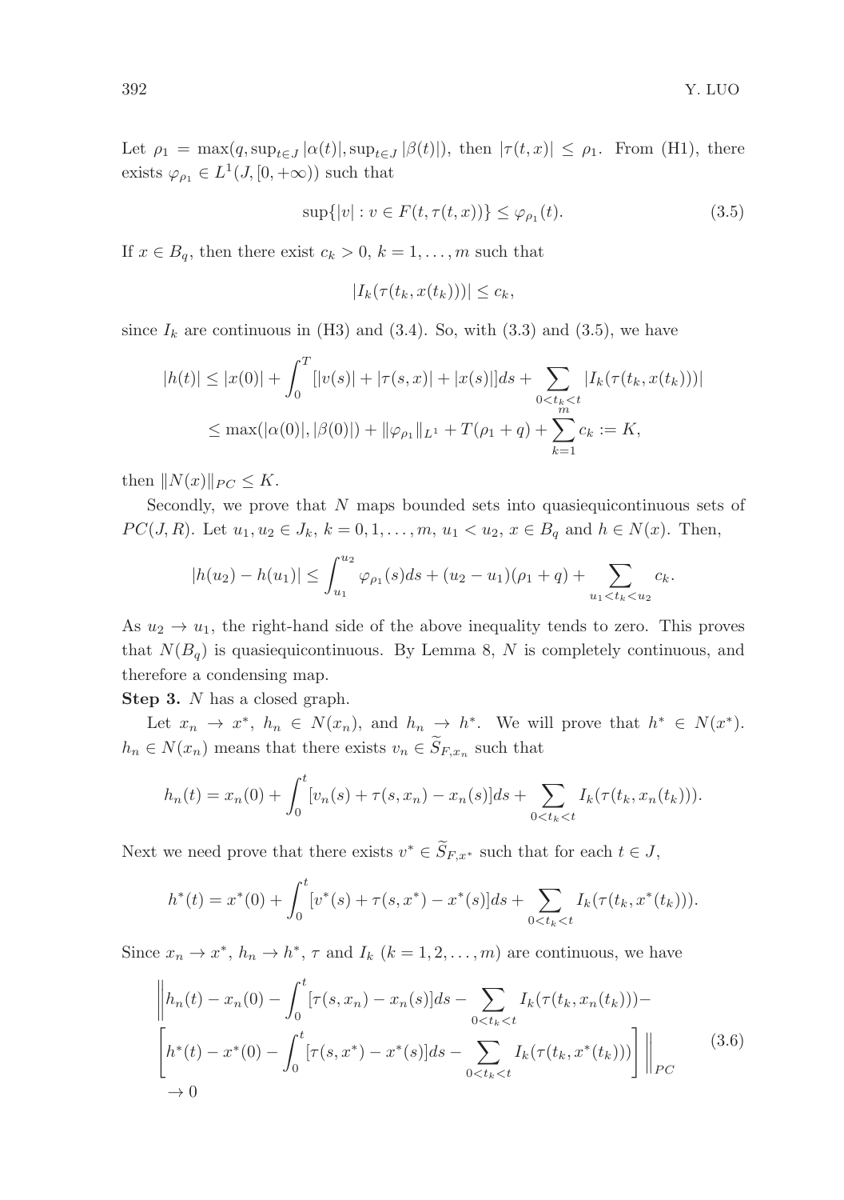Let $\rho_1 = \max(q, \sup_{t\in J} |\alpha(t)|, \sup_{t\in J} |\beta(t)|)$, then $|\tau(t,x)| \le \rho_1$. From (H1), there exists $\varphi_{\rho_1} \in L^1(J, [0,+\infty))$ such that

$$\sup\{|v| : v \in F(t, \tau(t,x))\} \le \varphi_{\rho_1}(t). \tag{3.5}$$

If $x \in B_q$, then there exist $c_k > 0$, $k = 1, \ldots, m$ such that

$$|I_k(\tau(t_k, x(t_k)))| \le c_k,$$

since $I_k$ are continuous in (H3) and (3.4). So, with (3.3) and (3.5), we have

$$\begin{aligned} |h(t)| &\le |x(0)| + \int_0^T [|v(s)| + |\tau(s,x)| + |x(s)|]ds + \sum_{0<t_k<t} |I_k(\tau(t_k, x(t_k)))| \\ &\le \max(|\alpha(0)|, |\beta(0)|) + \|\varphi_{\rho_1}\|_{L^1} + T(\rho_1 + q) + \sum_{k=1}^{m} c_k := K, \end{aligned}$$

then $\|N(x)\|_{PC} \le K$.

Secondly, we prove that $N$ maps bounded sets into quasiequicontinuous sets of $PC(J,R)$. Let $u_1, u_2 \in J_k$, $k = 0, 1, \ldots, m$, $u_1 < u_2$, $x \in B_q$ and $h \in N(x)$. Then,

$$|h(u_2) - h(u_1)| \le \int_{u_1}^{u_2} \varphi_{\rho_1}(s)ds + (u_2 - u_1)(\rho_1 + q) + \sum_{u_1<t_k<u_2} c_k.$$

As $u_2 \to u_1$, the right-hand side of the above inequality tends to zero. This proves that $N(B_q)$ is quasiequicontinuous. By Lemma 8, $N$ is completely continuous, and therefore a condensing map.

**Step 3.** $N$ has a closed graph.

Let $x_n \to x^*$, $h_n \in N(x_n)$, and $h_n \to h^*$. We will prove that $h^* \in N(x^*)$. $h_n \in N(x_n)$ means that there exists $v_n \in \widetilde{S}_{F,x_n}$ such that

$$h_n(t) = x_n(0) + \int_0^t [v_n(s) + \tau(s, x_n) - x_n(s)]ds + \sum_{0<t_k<t} I_k(\tau(t_k, x_n(t_k))).$$

Next we need prove that there exists $v^* \in \widetilde{S}_{F,x^*}$ such that for each $t \in J$,

$$h^*(t) = x^*(0) + \int_0^t [v^*(s) + \tau(s, x^*) - x^*(s)]ds + \sum_{0<t_k<t} I_k(\tau(t_k, x^*(t_k))).$$

Since $x_n \to x^*$, $h_n \to h^*$, $\tau$ and $I_k$ $(k = 1, 2, \ldots, m)$ are continuous, we have

$$\begin{aligned} &\Bigg\| h_n(t) - x_n(0) - \int_0^t [\tau(s,x_n) - x_n(s)]ds - \sum_{0<t_k<t} I_k(\tau(t_k, x_n(t_k))) - \\ &\left[ h^*(t) - x^*(0) - \int_0^t [\tau(s,x^*) - x^*(s)]ds - \sum_{0<t_k<t} I_k(\tau(t_k, x^*(t_k))) \right] \Bigg\|_{PC} \\ &\to 0 \end{aligned} \tag{3.6}$$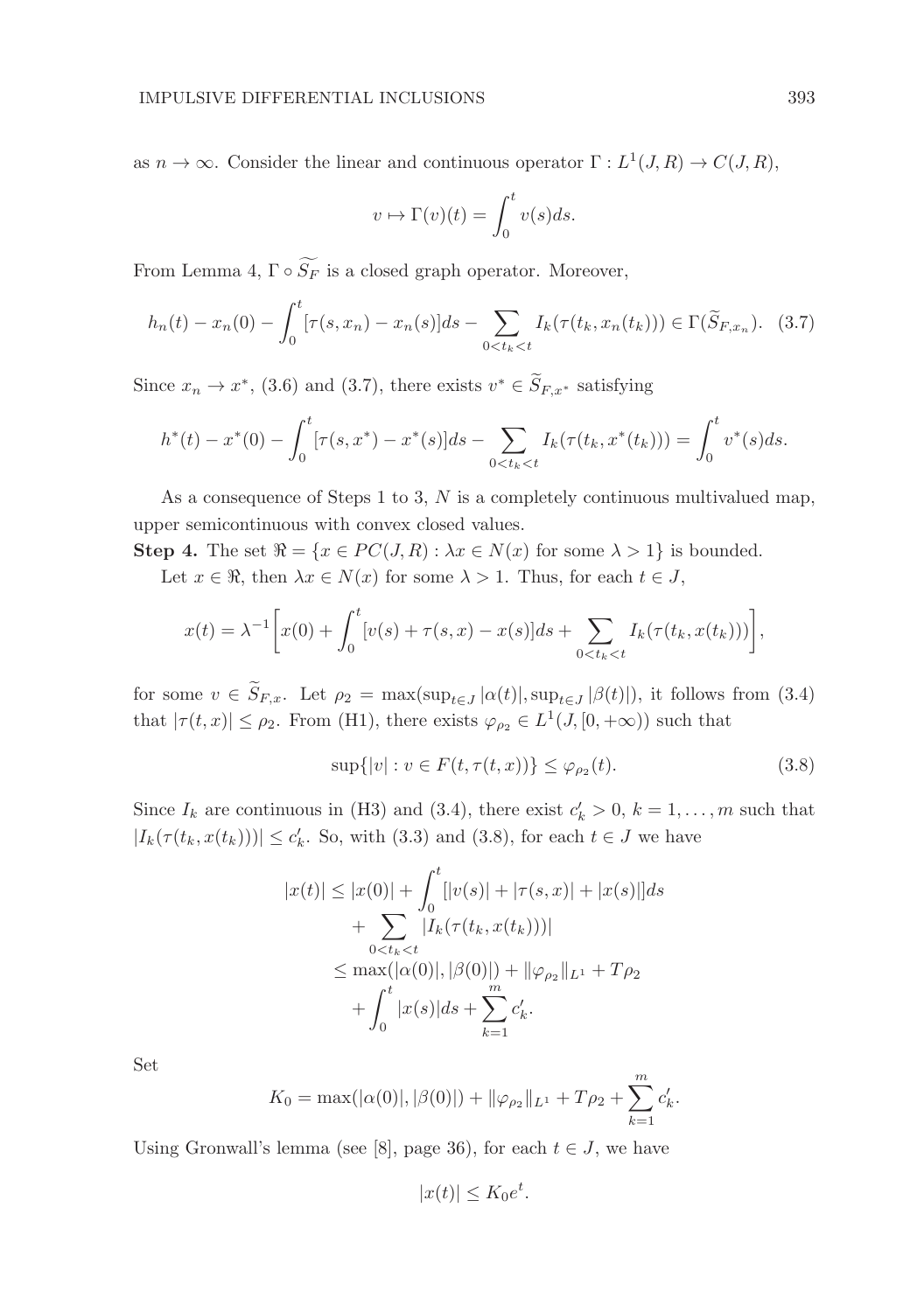as $n \to \infty$. Consider the linear and continuous operator $\Gamma : L^1(J, R) \to C(J, R)$,

$$v \mapsto \Gamma(v)(t) = \int_0^t v(s)ds.$$

From Lemma 4, $\Gamma \circ \widetilde{S_F}$ is a closed graph operator. Moreover,

$$h_n(t) - x_n(0) - \int_0^t [\tau(s, x_n) - x_n(s)]ds - \sum_{0<t_k<t} I_k(\tau(t_k, x_n(t_k))) \in \Gamma(\widetilde{S}_{F,x_n}). \quad (3.7)$$

Since $x_n \to x^*$, (3.6) and (3.7), there exists $v^* \in \widetilde{S}_{F,x^*}$ satisfying

$$h^*(t) - x^*(0) - \int_0^t [\tau(s, x^*) - x^*(s)]ds - \sum_{0<t_k<t} I_k(\tau(t_k, x^*(t_k))) = \int_0^t v^*(s)ds.$$

As a consequence of Steps 1 to 3, $N$ is a completely continuous multivalued map, upper semicontinuous with convex closed values.

**Step 4.** The set $\Re = \{x \in PC(J, R) : \lambda x \in N(x) \text{ for some } \lambda > 1\}$ is bounded.

Let $x \in \Re$, then $\lambda x \in N(x)$ for some $\lambda > 1$. Thus, for each $t \in J$,

$$x(t) = \lambda^{-1}\left[x(0) + \int_0^t [v(s) + \tau(s, x) - x(s)]ds + \sum_{0<t_k<t} I_k(\tau(t_k, x(t_k)))\right],$$

for some $v \in \widetilde{S}_{F,x}$. Let $\rho_2 = \max(\sup_{t\in J} |\alpha(t)|, \sup_{t\in J} |\beta(t)|)$, it follows from (3.4) that $|\tau(t, x)| \leq \rho_2$. From (H1), there exists $\varphi_{\rho_2} \in L^1(J, [0, +\infty))$ such that

$$\sup\{|v| : v \in F(t, \tau(t, x))\} \leq \varphi_{\rho_2}(t). \quad (3.8)$$

Since $I_k$ are continuous in (H3) and (3.4), there exist $c'_k > 0$, $k = 1, \ldots, m$ such that $|I_k(\tau(t_k, x(t_k)))| \leq c'_k$. So, with (3.3) and (3.8), for each $t \in J$ we have

$$\begin{aligned}
|x(t)| &\leq |x(0)| + \int_0^t [|v(s)| + |\tau(s, x)| + |x(s)|]ds \\
&\quad + \sum_{0<t_k<t} |I_k(\tau(t_k, x(t_k)))| \\
&\leq \max(|\alpha(0)|, |\beta(0)|) + \|\varphi_{\rho_2}\|_{L^1} + T\rho_2 \\
&\quad + \int_0^t |x(s)|ds + \sum_{k=1}^m c'_k.
\end{aligned}$$

Set

$$K_0 = \max(|\alpha(0)|, |\beta(0)|) + \|\varphi_{\rho_2}\|_{L^1} + T\rho_2 + \sum_{k=1}^m c'_k.$$

Using Gronwall's lemma (see [8], page 36), for each $t \in J$, we have

$$|x(t)| \leq K_0 e^t.$$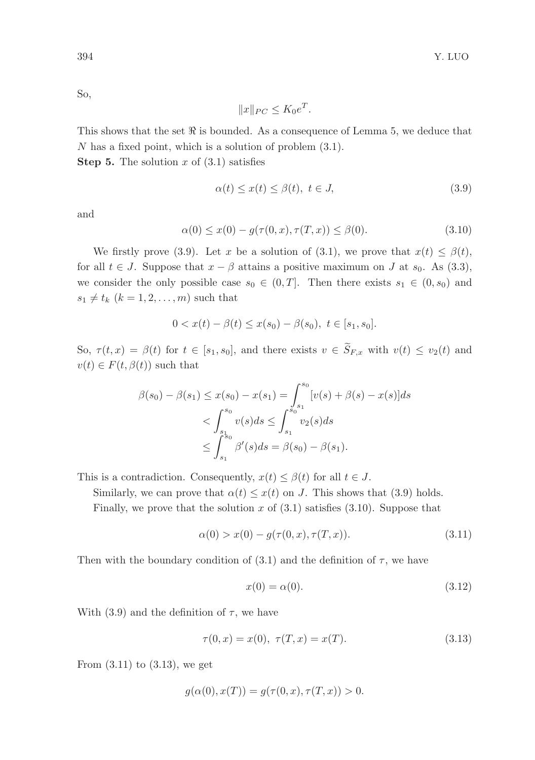So,

$$\|x\|_{PC} \leq K_0 e^T.$$

This shows that the set $\Re$ is bounded. As a consequence of Lemma 5, we deduce that $N$ has a fixed point, which is a solution of problem (3.1).

**Step 5.** The solution $x$ of (3.1) satisfies

$$\alpha(t) \leq x(t) \leq \beta(t),\ t \in J, \tag{3.9}$$

and

$$\alpha(0) \leq x(0) - g(\tau(0,x), \tau(T,x)) \leq \beta(0). \tag{3.10}$$

We firstly prove (3.9). Let $x$ be a solution of (3.1), we prove that $x(t) \leq \beta(t)$, for all $t \in J$. Suppose that $x - \beta$ attains a positive maximum on $J$ at $s_0$. As (3.3), we consider the only possible case $s_0 \in (0, T]$. Then there exists $s_1 \in (0, s_0)$ and $s_1 \neq t_k$ $(k = 1, 2, \ldots, m)$ such that

$$0 < x(t) - \beta(t) \leq x(s_0) - \beta(s_0),\ t \in [s_1, s_0].$$

So, $\tau(t, x) = \beta(t)$ for $t \in [s_1, s_0]$, and there exists $v \in \widetilde{S}_{F,x}$ with $v(t) \leq v_2(t)$ and $v(t) \in F(t, \beta(t))$ such that

$$\begin{aligned}
\beta(s_0) - \beta(s_1) \leq x(s_0) - x(s_1) &= \int_{s_1}^{s_0} [v(s) + \beta(s) - x(s)]ds \\
&< \int_{s_1}^{s_0} v(s)ds \leq \int_{s_1}^{s_0} v_2(s)ds \\
&\leq \int_{s_1}^{s_0} \beta'(s)ds = \beta(s_0) - \beta(s_1).
\end{aligned}$$

This is a contradiction. Consequently, $x(t) \leq \beta(t)$ for all $t \in J$.

Similarly, we can prove that $\alpha(t) \leq x(t)$ on $J$. This shows that (3.9) holds.

Finally, we prove that the solution $x$ of (3.1) satisfies (3.10). Suppose that

$$\alpha(0) > x(0) - g(\tau(0,x), \tau(T,x)). \tag{3.11}$$

Then with the boundary condition of (3.1) and the definition of $\tau$, we have

$$x(0) = \alpha(0). \tag{3.12}$$

With (3.9) and the definition of $\tau$, we have

$$\tau(0,x) = x(0),\ \tau(T,x) = x(T). \tag{3.13}$$

From (3.11) to (3.13), we get

$$g(\alpha(0), x(T)) = g(\tau(0,x), \tau(T,x)) > 0.$$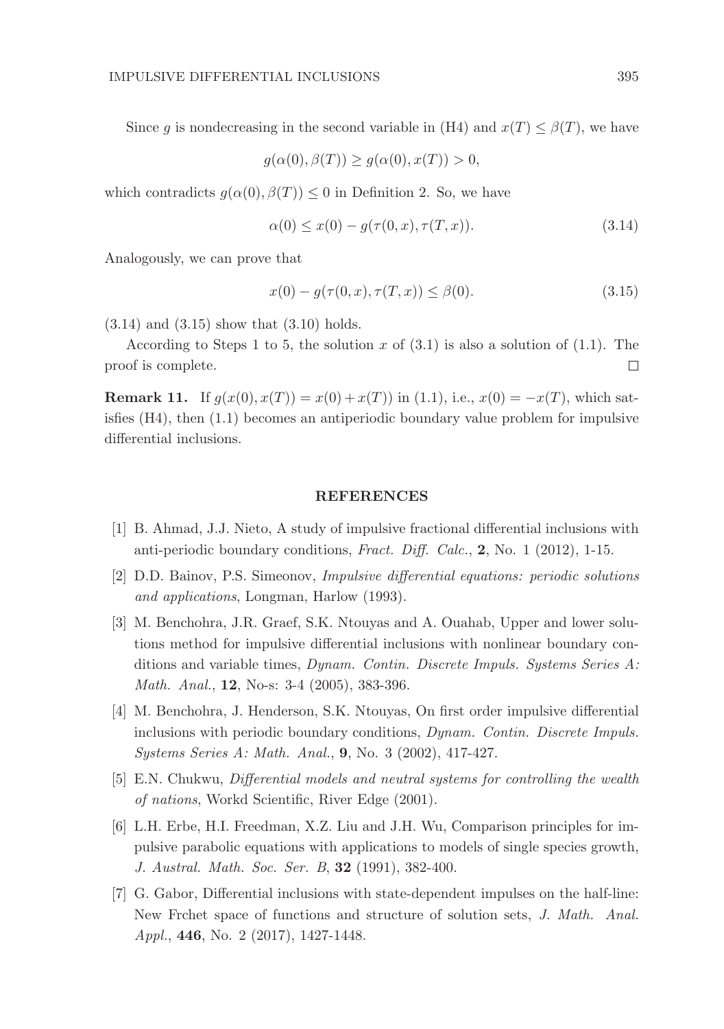Since $g$ is nondecreasing in the second variable in (H4) and $x(T) \leq \beta(T)$, we have

$$g(\alpha(0), \beta(T)) \geq g(\alpha(0), x(T)) > 0,$$

which contradicts $g(\alpha(0), \beta(T)) \leq 0$ in Definition 2. So, we have

$$\alpha(0) \leq x(0) - g(\tau(0, x), \tau(T, x)). \tag{3.14}$$

Analogously, we can prove that

$$x(0) - g(\tau(0, x), \tau(T, x)) \leq \beta(0). \tag{3.15}$$

(3.14) and (3.15) show that (3.10) holds.

According to Steps 1 to 5, the solution $x$ of (3.1) is also a solution of (1.1). The proof is complete. $\square$

**Remark 11.** If $g(x(0), x(T)) = x(0) + x(T))$ in (1.1), i.e., $x(0) = -x(T)$, which satisfies (H4), then (1.1) becomes an antiperiodic boundary value problem for impulsive differential inclusions.

## REFERENCES

[1] B. Ahmad, J.J. Nieto, A study of impulsive fractional differential inclusions with anti-periodic boundary conditions, *Fract. Diff. Calc.*, **2**, No. 1 (2012), 1-15.

[2] D.D. Bainov, P.S. Simeonov, *Impulsive differential equations: periodic solutions and applications*, Longman, Harlow (1993).

[3] M. Benchohra, J.R. Graef, S.K. Ntouyas and A. Ouahab, Upper and lower solutions method for impulsive differential inclusions with nonlinear boundary conditions and variable times, *Dynam. Contin. Discrete Impuls. Systems Series A: Math. Anal.*, **12**, No-s: 3-4 (2005), 383-396.

[4] M. Benchohra, J. Henderson, S.K. Ntouyas, On first order impulsive differential inclusions with periodic boundary conditions, *Dynam. Contin. Discrete Impuls. Systems Series A: Math. Anal.*, **9**, No. 3 (2002), 417-427.

[5] E.N. Chukwu, *Differential models and neutral systems for controlling the wealth of nations*, Workd Scientific, River Edge (2001).

[6] L.H. Erbe, H.I. Freedman, X.Z. Liu and J.H. Wu, Comparison principles for impulsive parabolic equations with applications to models of single species growth, *J. Austral. Math. Soc. Ser. B*, **32** (1991), 382-400.

[7] G. Gabor, Differential inclusions with state-dependent impulses on the half-line: New Frchet space of functions and structure of solution sets, *J. Math. Anal. Appl.*, **446**, No. 2 (2017), 1427-1448.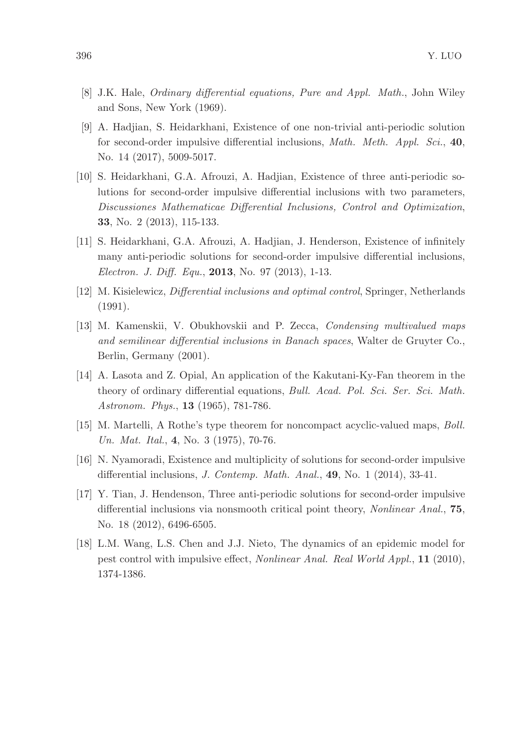[8] J.K. Hale, *Ordinary differential equations, Pure and Appl. Math.*, John Wiley and Sons, New York (1969).

[9] A. Hadjian, S. Heidarkhani, Existence of one non-trivial anti-periodic solution for second-order impulsive differential inclusions, *Math. Meth. Appl. Sci.*, **40**, No. 14 (2017), 5009-5017.

[10] S. Heidarkhani, G.A. Afrouzi, A. Hadjian, Existence of three anti-periodic solutions for second-order impulsive differential inclusions with two parameters, *Discussiones Mathematicae Differential Inclusions, Control and Optimization*, **33**, No. 2 (2013), 115-133.

[11] S. Heidarkhani, G.A. Afrouzi, A. Hadjian, J. Henderson, Existence of infinitely many anti-periodic solutions for second-order impulsive differential inclusions, *Electron. J. Diff. Equ.*, **2013**, No. 97 (2013), 1-13.

[12] M. Kisielewicz, *Differential inclusions and optimal control*, Springer, Netherlands (1991).

[13] M. Kamenskii, V. Obukhovskii and P. Zecca, *Condensing multivalued maps and semilinear differential inclusions in Banach spaces*, Walter de Gruyter Co., Berlin, Germany (2001).

[14] A. Lasota and Z. Opial, An application of the Kakutani-Ky-Fan theorem in the theory of ordinary differential equations, *Bull. Acad. Pol. Sci. Ser. Sci. Math. Astronom. Phys.*, **13** (1965), 781-786.

[15] M. Martelli, A Rothe's type theorem for noncompact acyclic-valued maps, *Boll. Un. Mat. Ital.*, **4**, No. 3 (1975), 70-76.

[16] N. Nyamoradi, Existence and multiplicity of solutions for second-order impulsive differential inclusions, *J. Contemp. Math. Anal.*, **49**, No. 1 (2014), 33-41.

[17] Y. Tian, J. Hendenson, Three anti-periodic solutions for second-order impulsive differential inclusions via nonsmooth critical point theory, *Nonlinear Anal.*, **75**, No. 18 (2012), 6496-6505.

[18] L.M. Wang, L.S. Chen and J.J. Nieto, The dynamics of an epidemic model for pest control with impulsive effect, *Nonlinear Anal. Real World Appl.*, **11** (2010), 1374-1386.